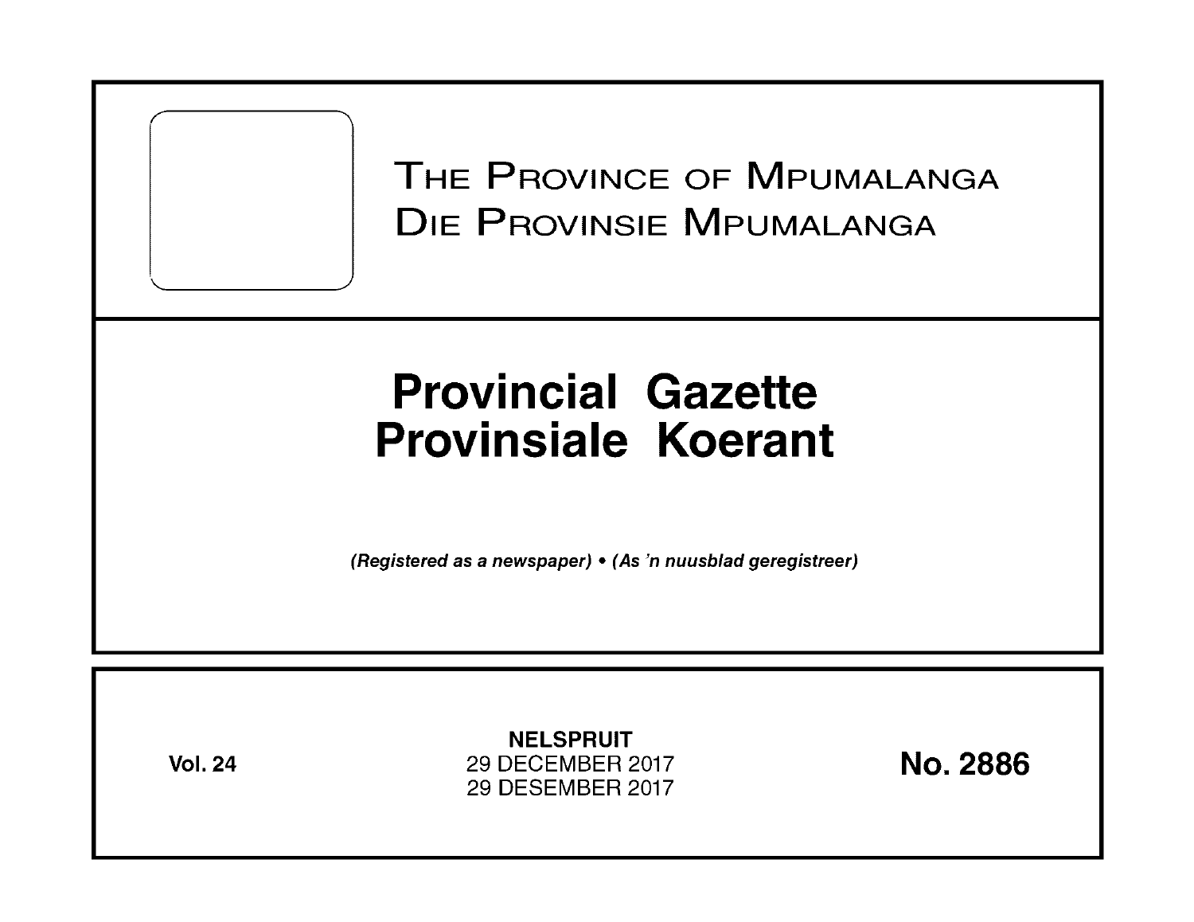# The Province of Mpumalanga
# Die Provinsie Mpumalanga

# Provincial Gazette
# Provinsiale Koerant

*(Registered as a newspaper) • (As 'n nuusblad geregistreer)*

**Vol. 24**

**NELSPRUIT**
29 DECEMBER 2017
29 DESEMBER 2017

**No. 2886**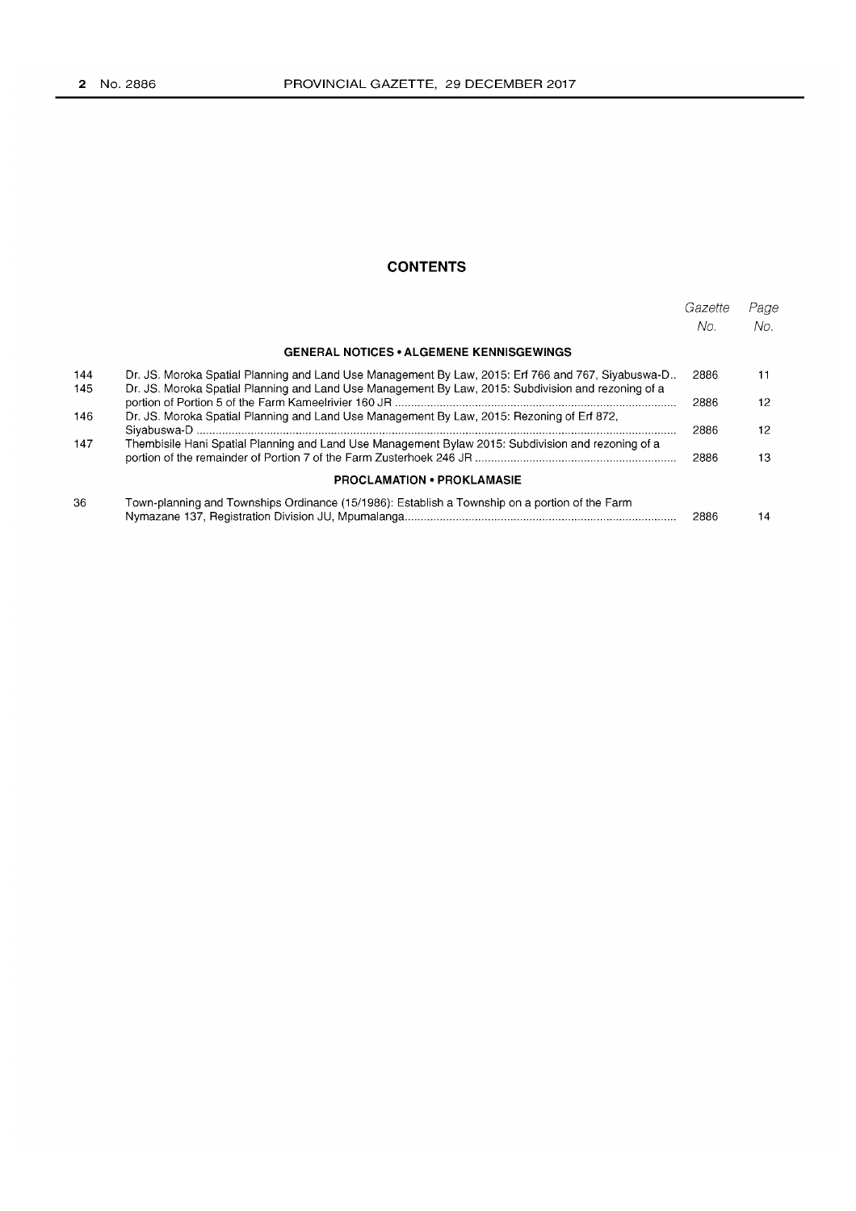## CONTENTS

| | | Gazette No. | Page No. |
|---|---|---|---|
| | **GENERAL NOTICES • ALGEMENE KENNISGEWINGS** | | |
| 144 | Dr. JS. Moroka Spatial Planning and Land Use Management By Law, 2015: Erf 766 and 767, Siyabuswa-D.. | 2886 | 11 |
| 145 | Dr. JS. Moroka Spatial Planning and Land Use Management By Law, 2015: Subdivision and rezoning of a portion of Portion 5 of the Farm Kameelrivier 160 JR | 2886 | 12 |
| 146 | Dr. JS. Moroka Spatial Planning and Land Use Management By Law, 2015: Rezoning of Erf 872, Siyabuswa-D | 2886 | 12 |
| 147 | Thembisile Hani Spatial Planning and Land Use Management Bylaw 2015: Subdivision and rezoning of a portion of the remainder of Portion 7 of the Farm Zusterhoek 246 JR | 2886 | 13 |
| | **PROCLAMATION • PROKLAMASIE** | | |
| 36 | Town-planning and Townships Ordinance (15/1986): Establish a Township on a portion of the Farm Nymazane 137, Registration Division JU, Mpumalanga | 2886 | 14 |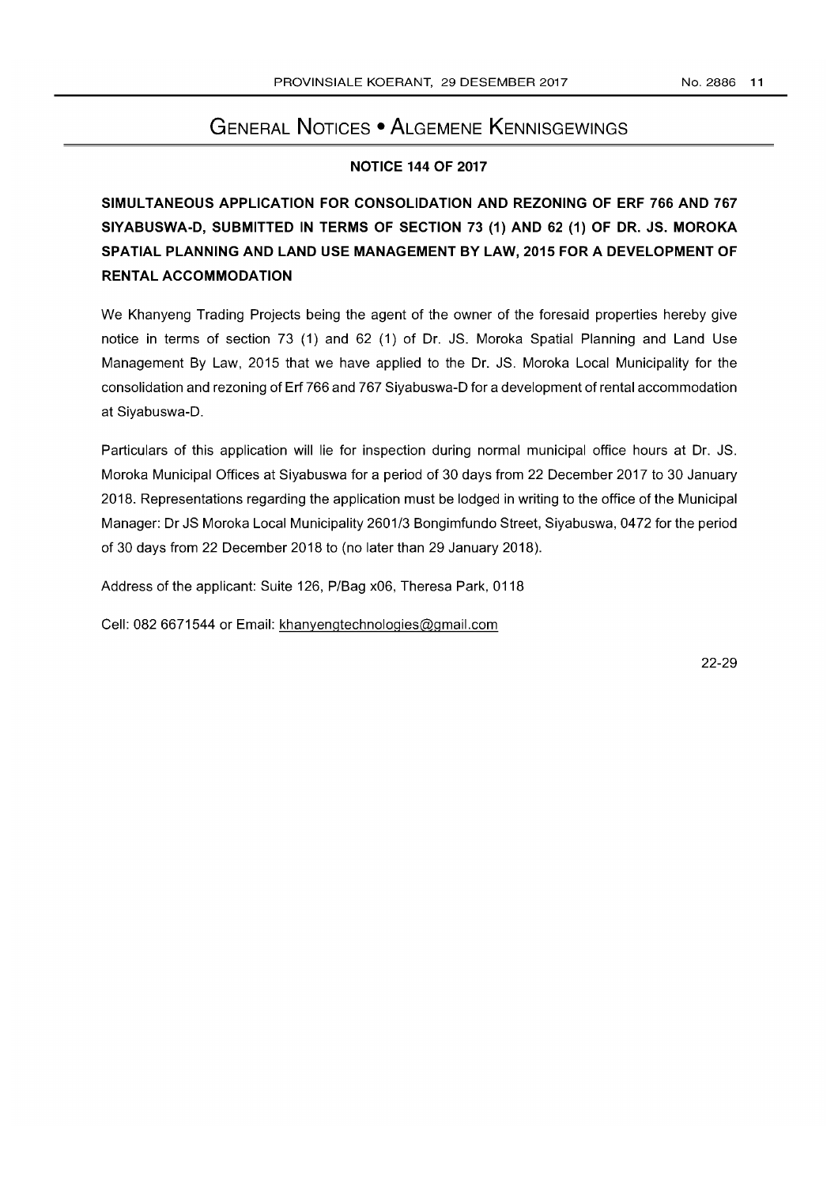# General Notices • Algemene Kennisgewings

## NOTICE 144 OF 2017

### SIMULTANEOUS APPLICATION FOR CONSOLIDATION AND REZONING OF ERF 766 AND 767 SIYABUSWA-D, SUBMITTED IN TERMS OF SECTION 73 (1) AND 62 (1) OF DR. JS. MOROKA SPATIAL PLANNING AND LAND USE MANAGEMENT BY LAW, 2015 FOR A DEVELOPMENT OF RENTAL ACCOMMODATION

We Khanyeng Trading Projects being the agent of the owner of the foresaid properties hereby give notice in terms of section 73 (1) and 62 (1) of Dr. JS. Moroka Spatial Planning and Land Use Management By Law, 2015 that we have applied to the Dr. JS. Moroka Local Municipality for the consolidation and rezoning of Erf 766 and 767 Siyabuswa-D for a development of rental accommodation at Siyabuswa-D.

Particulars of this application will lie for inspection during normal municipal office hours at Dr. JS. Moroka Municipal Offices at Siyabuswa for a period of 30 days from 22 December 2017 to 30 January 2018. Representations regarding the application must be lodged in writing to the office of the Municipal Manager: Dr JS Moroka Local Municipality 2601/3 Bongimfundo Street, Siyabuswa, 0472 for the period of 30 days from 22 December 2018 to (no later than 29 January 2018).

Address of the applicant: Suite 126, P/Bag x06, Theresa Park, 0118

Cell: 082 6671544 or Email: khanyengtechnologies@gmail.com

22-29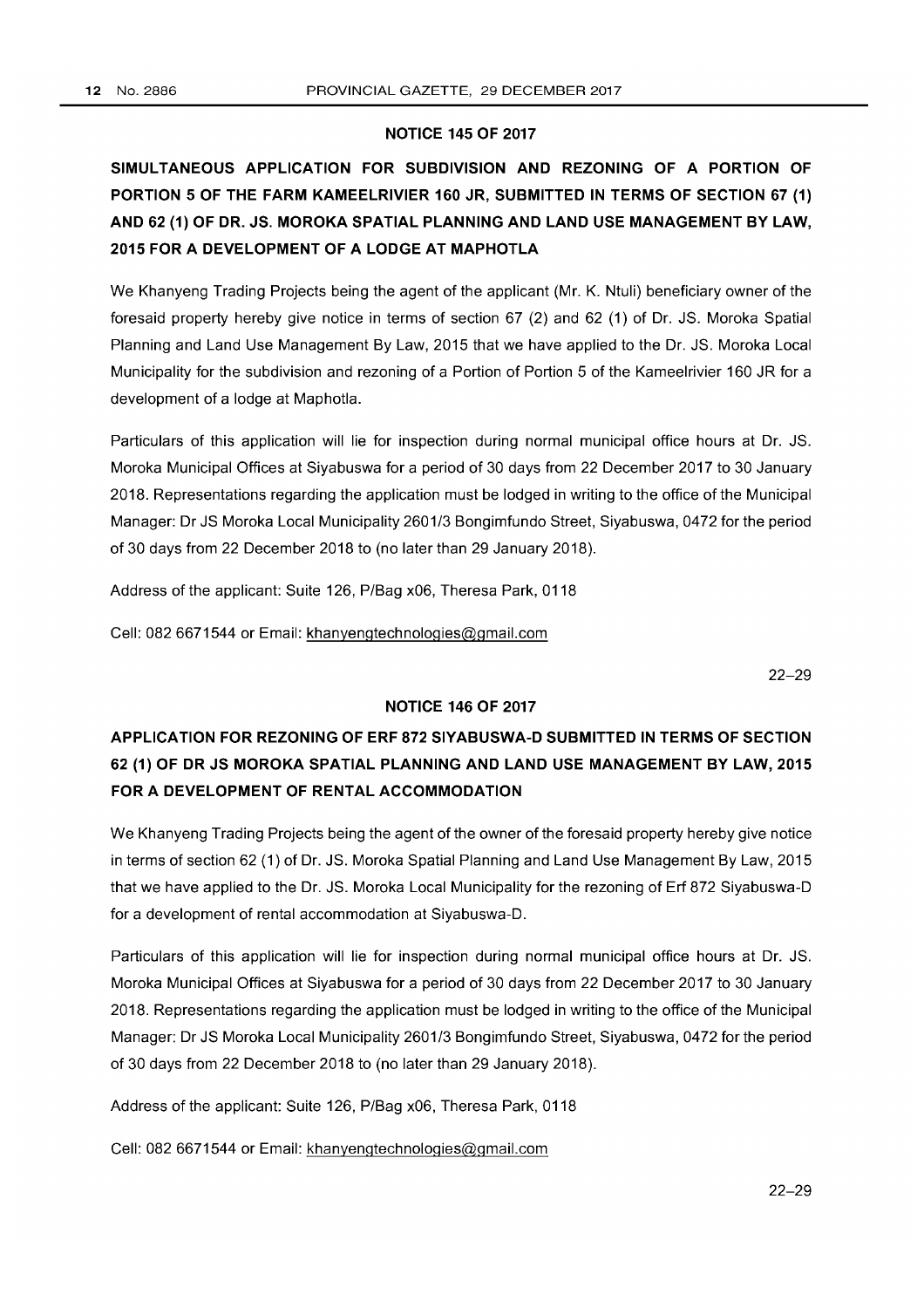## NOTICE 145 OF 2017

### SIMULTANEOUS APPLICATION FOR SUBDIVISION AND REZONING OF A PORTION OF PORTION 5 OF THE FARM KAMEELRIVIER 160 JR, SUBMITTED IN TERMS OF SECTION 67 (1) AND 62 (1) OF DR. JS. MOROKA SPATIAL PLANNING AND LAND USE MANAGEMENT BY LAW, 2015 FOR A DEVELOPMENT OF A LODGE AT MAPHOTLA

We Khanyeng Trading Projects being the agent of the applicant (Mr. K. Ntuli) beneficiary owner of the foresaid property hereby give notice in terms of section 67 (2) and 62 (1) of Dr. JS. Moroka Spatial Planning and Land Use Management By Law, 2015 that we have applied to the Dr. JS. Moroka Local Municipality for the subdivision and rezoning of a Portion of Portion 5 of the Kameelrivier 160 JR for a development of a lodge at Maphotla.

Particulars of this application will lie for inspection during normal municipal office hours at Dr. JS. Moroka Municipal Offices at Siyabuswa for a period of 30 days from 22 December 2017 to 30 January 2018. Representations regarding the application must be lodged in writing to the office of the Municipal Manager: Dr JS Moroka Local Municipality 2601/3 Bongimfundo Street, Siyabuswa, 0472 for the period of 30 days from 22 December 2018 to (no later than 29 January 2018).

Address of the applicant: Suite 126, P/Bag x06, Theresa Park, 0118

Cell: 082 6671544 or Email: khanyengtechnologies@gmail.com

22–29

## NOTICE 146 OF 2017

### APPLICATION FOR REZONING OF ERF 872 SIYABUSWA-D SUBMITTED IN TERMS OF SECTION 62 (1) OF DR JS MOROKA SPATIAL PLANNING AND LAND USE MANAGEMENT BY LAW, 2015 FOR A DEVELOPMENT OF RENTAL ACCOMMODATION

We Khanyeng Trading Projects being the agent of the owner of the foresaid property hereby give notice in terms of section 62 (1) of Dr. JS. Moroka Spatial Planning and Land Use Management By Law, 2015 that we have applied to the Dr. JS. Moroka Local Municipality for the rezoning of Erf 872 Siyabuswa-D for a development of rental accommodation at Siyabuswa-D.

Particulars of this application will lie for inspection during normal municipal office hours at Dr. JS. Moroka Municipal Offices at Siyabuswa for a period of 30 days from 22 December 2017 to 30 January 2018. Representations regarding the application must be lodged in writing to the office of the Municipal Manager: Dr JS Moroka Local Municipality 2601/3 Bongimfundo Street, Siyabuswa, 0472 for the period of 30 days from 22 December 2018 to (no later than 29 January 2018).

Address of the applicant: Suite 126, P/Bag x06, Theresa Park, 0118

Cell: 082 6671544 or Email: khanyengtechnologies@gmail.com

22–29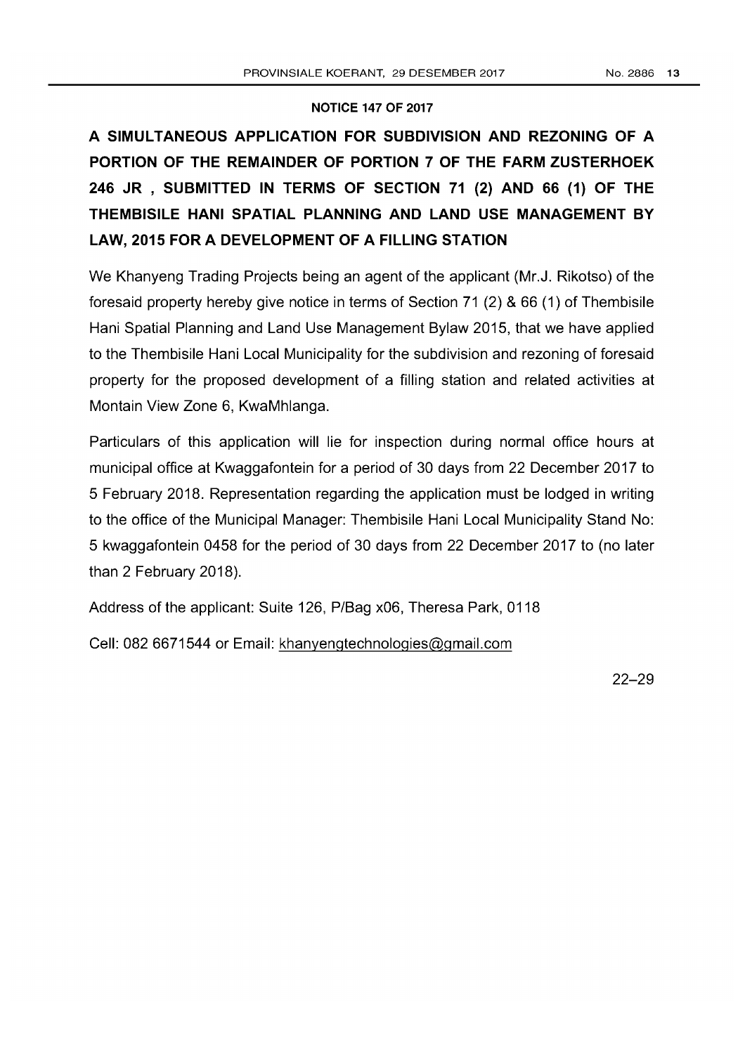## NOTICE 147 OF 2017

# A SIMULTANEOUS APPLICATION FOR SUBDIVISION AND REZONING OF A PORTION OF THE REMAINDER OF PORTION 7 OF THE FARM ZUSTERHOEK 246 JR , SUBMITTED IN TERMS OF SECTION 71 (2) AND 66 (1) OF THE THEMBISILE HANI SPATIAL PLANNING AND LAND USE MANAGEMENT BY LAW, 2015 FOR A DEVELOPMENT OF A FILLING STATION

We Khanyeng Trading Projects being an agent of the applicant (Mr.J. Rikotso) of the foresaid property hereby give notice in terms of Section 71 (2) & 66 (1) of Thembisile Hani Spatial Planning and Land Use Management Bylaw 2015, that we have applied to the Thembisile Hani Local Municipality for the subdivision and rezoning of foresaid property for the proposed development of a filling station and related activities at Montain View Zone 6, KwaMhlanga.

Particulars of this application will lie for inspection during normal office hours at municipal office at Kwaggafontein for a period of 30 days from 22 December 2017 to 5 February 2018. Representation regarding the application must be lodged in writing to the office of the Municipal Manager: Thembisile Hani Local Municipality Stand No: 5 kwaggafontein 0458 for the period of 30 days from 22 December 2017 to (no later than 2 February 2018).

Address of the applicant: Suite 126, P/Bag x06, Theresa Park, 0118

Cell: 082 6671544 or Email: khanyengtechnologies@gmail.com

22–29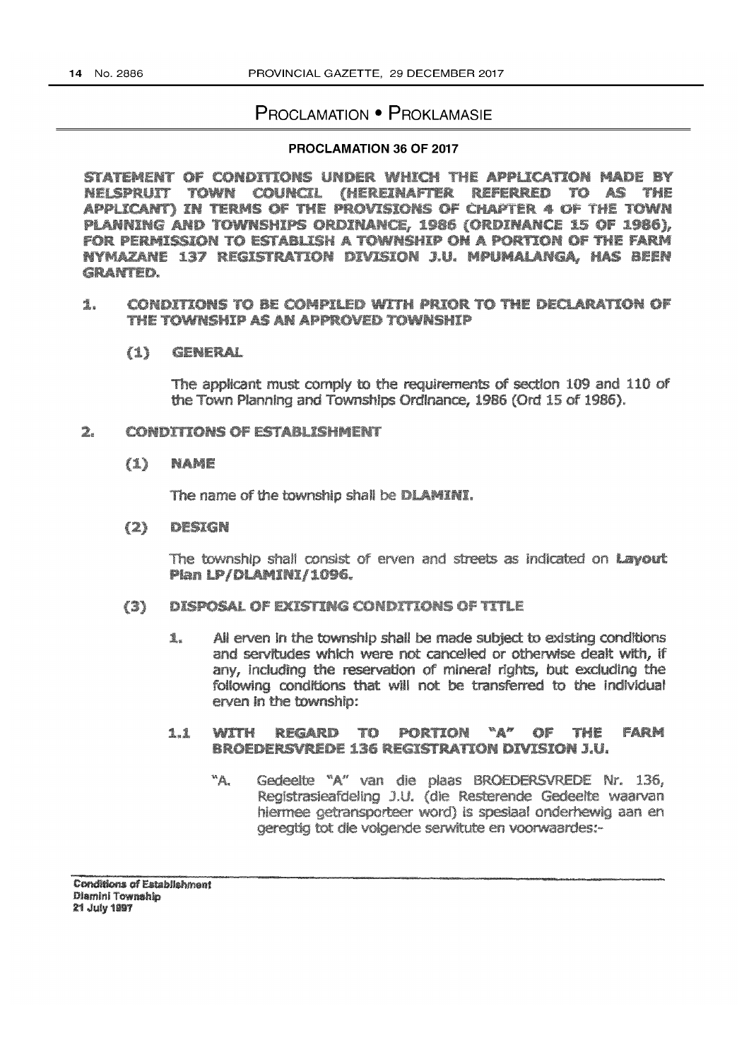# PROCLAMATION • PROKLAMASIE

## PROCLAMATION 36 OF 2017

**STATEMENT OF CONDITIONS UNDER WHICH THE APPLICATION MADE BY NELSPRUIT TOWN COUNCIL (HEREINAFTER REFERRED TO AS THE APPLICANT) IN TERMS OF THE PROVISIONS OF CHAPTER 4 OF THE TOWN PLANNING AND TOWNSHIPS ORDINANCE, 1986 (ORDINANCE 15 OF 1986), FOR PERMISSION TO ESTABLISH A TOWNSHIP ON A PORTION OF THE FARM NYMAZANE 137 REGISTRATION DIVISION J.U. MPUMALANGA, HAS BEEN GRANTED.**

**1. CONDITIONS TO BE COMPILED WITH PRIOR TO THE DECLARATION OF THE TOWNSHIP AS AN APPROVED TOWNSHIP**

**(1) GENERAL**

The applicant must comply to the requirements of section 109 and 110 of the Town Planning and Townships Ordinance, 1986 (Ord 15 of 1986).

**2. CONDITIONS OF ESTABLISHMENT**

**(1) NAME**

The name of the township shall be **DLAMINI**.

**(2) DESIGN**

The township shall consist of erven and streets as indicated on **Layout Plan LP/DLAMINI/1096.**

**(3) DISPOSAL OF EXISTING CONDITIONS OF TITLE**

1. All erven in the township shall be made subject to existing conditions and servitudes which were not cancelled or otherwise dealt with, if any, including the reservation of mineral rights, but excluding the following conditions that will not be transferred to the individual erven in the township:

**1.1 WITH REGARD TO PORTION "A" OF THE FARM BROEDERSVREDE 136 REGISTRATION DIVISION J.U.**

"A. Gedeelte "A" van die plaas BROEDERSVREDE Nr. 136, Registrasieafdeling J.U. (die Resterende Gedeelte waarvan hiermee getransporteer word) is spesiaal onderhewig aan en geregtig tot die volgende serwitute en voorwaardes:-

Conditions of Establishment
Dlamini Township
21 July 1997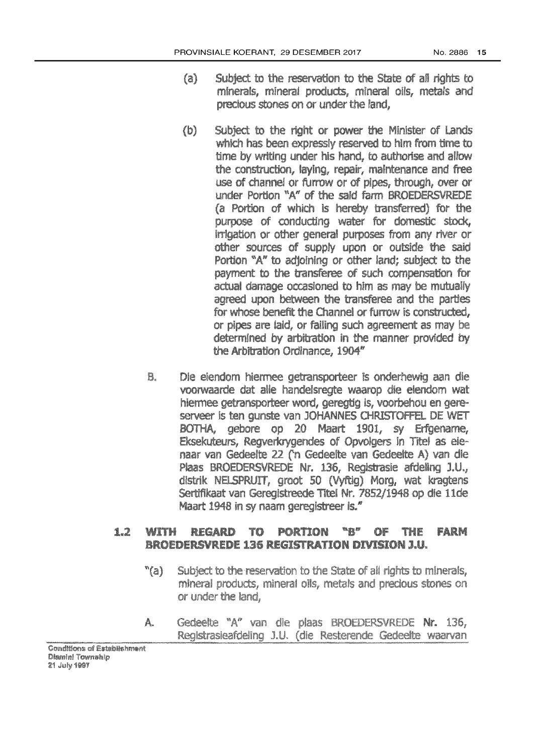(a) Subject to the reservation to the State of all rights to minerals, mineral products, mineral oils, metals and precious stones on or under the land,

(b) Subject to the right or power the Minister of Lands which has been expressly reserved to him from time to time by writing under his hand, to authorise and allow the construction, laying, repair, maintenance and free use of channel or furrow or of pipes, through, over or under Portion "A" of the said farm BROEDERSVREDE (a Portion of which is hereby transferred) for the purpose of conducting water for domestic stock, irrigation or other general purposes from any river or other sources of supply upon or outside the said Portion "A" to adjoining or other land; subject to the payment to the transferee of such compensation for actual damage occasioned to him as may be mutually agreed upon between the transferee and the parties for whose benefit the Channel or furrow is constructed, or pipes are laid, or failing such agreement as may be determined by arbitration in the manner provided by the Arbitration Ordinance, 1904"

B. Die eiendom hiermee getransporteer is onderhewig aan die voorwaarde dat alle handelsregte waarop die eiendom wat hiermee getransporteer word, geregtig is, voorbehou en gereserveer is ten gunste van JOHANNES CHRISTOFFEL DE WET BOTHA, gebore op 20 Maart 1901, sy Erfgename, Eksekuteurs, Regverkrygendes of Opvolgers in Titel as eienaar van Gedeelte 22 ('n Gedeelte van Gedeelte A) van die Plaas BROEDERSVREDE Nr. 136, Registrasie afdeling J.U., distrik NELSPRUIT, groot 50 (Vyftig) Morg, wat kragtens Sertifikaat van Geregistreede Titel Nr. 7852/1948 op die 11de Maart 1948 in sy naam geregistreer is."

## 1.2 WITH REGARD TO PORTION "B" OF THE FARM BROEDERSVREDE 136 REGISTRATION DIVISION J.U.

"(a) Subject to the reservation to the State of all rights to minerals, mineral products, mineral oils, metals and precious stones on or under the land,

A. Gedeelte "A" van die plaas BROEDERSVREDE Nr. 136, Registrasieafdeling J.U. (die Resterende Gedeelte waarvan

Conditions of Establishment
Dlamini Township
21 July 1997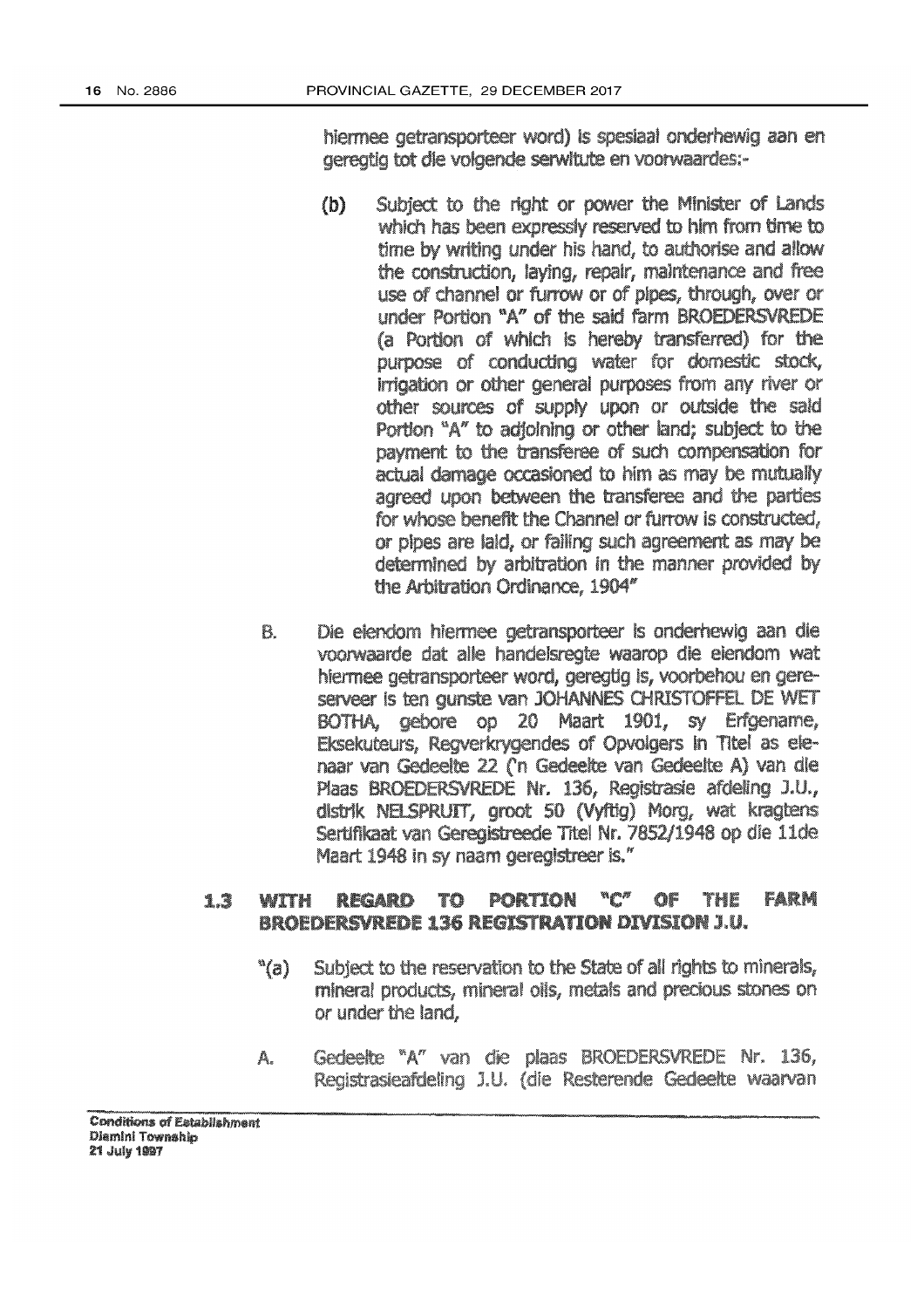hiermee getransporteer word) is spesiaal onderhewig aan en geregtig tot die volgende serwitute en voorwaardes:-

(b) Subject to the right or power the Minister of Lands which has been expressly reserved to him from time to time by writing under his hand, to authorise and allow the construction, laying, repair, maintenance and free use of channel or furrow or of pipes, through, over or under Portion "A" of the said farm BROEDERSVREDE (a Portion of which is hereby transferred) for the purpose of conducting water for domestic stock, irrigation or other general purposes from any river or other sources of supply upon or outside the said Portion "A" to adjoining or other land; subject to the payment to the transferee of such compensation for actual damage occasioned to him as may be mutually agreed upon between the transferee and the parties for whose benefit the Channel or furrow is constructed, or pipes are laid, or failing such agreement as may be determined by arbitration in the manner provided by the Arbitration Ordinance, 1904"

B. Die eiendom hiermee getransporteer is onderhewig aan die voorwaarde dat alle handelsregte waarop die eiendom wat hiermee getransporteer word, geregtig is, voorbehou en gereserveer is ten gunste van JOHANNES CHRISTOFFEL DE WET BOTHA, gebore op 20 Maart 1901, sy Erfgename, Eksekuteurs, Regverkrygendes of Opvolgers in Titel as eienaar van Gedeelte 22 ('n Gedeelte van Gedeelte A) van die Plaas BROEDERSVREDE Nr. 136, Registrasie afdeling J.U., distrik NELSPRUIT, groot 50 (Vyftig) Morg, wat kragtens Sertifikaat van Geregistreede Titel Nr. 7852/1948 op die 11de Maart 1948 in sy naam geregistreer is."

## 1.3 WITH REGARD TO PORTION "C" OF THE FARM BROEDERSVREDE 136 REGISTRATION DIVISION J.U.

"(a) Subject to the reservation to the State of all rights to minerals, mineral products, mineral oils, metals and precious stones on or under the land,

A. Gedeelte "A" van die plaas BROEDERSVREDE Nr. 136, Registrasieafdeling J.U. (die Resterende Gedeelte waarvan

Conditions of Establishment
Dlamini Township
21 July 1997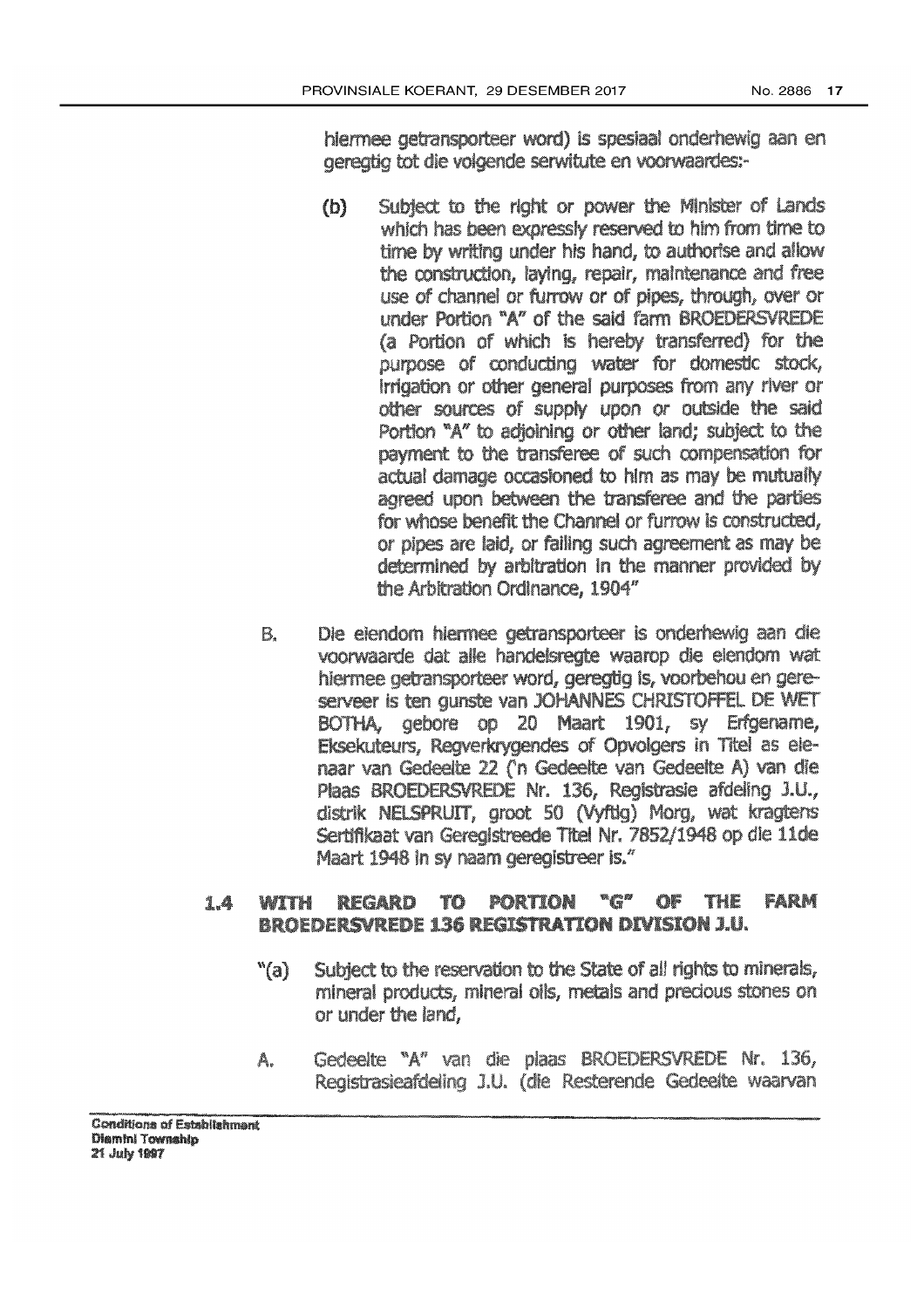hiermee getransporteer word) is spesiaal onderhewig aan en geregtig tot die volgende serwitute en voorwaardes:-

(b) Subject to the right or power the Minister of Lands which has been expressly reserved to him from time to time by writing under his hand, to authorise and allow the construction, laying, repair, maintenance and free use of channel or furrow or of pipes, through, over or under Portion "A" of the said farm BROEDERSVREDE (a Portion of which is hereby transferred) for the purpose of conducting water for domestic stock, irrigation or other general purposes from any river or other sources of supply upon or outside the said Portion "A" to adjoining or other land; subject to the payment to the transferee of such compensation for actual damage occasioned to him as may be mutually agreed upon between the transferee and the parties for whose benefit the Channel or furrow is constructed, or pipes are laid, or failing such agreement as may be determined by arbitration in the manner provided by the Arbitration Ordinance, 1904"

B. Die eiendom hiermee getransporteer is onderhewig aan die voorwaarde dat alle handelsregte waarop die eiendom wat hiermee getransporteer word, geregtig is, voorbehou en gereserveer is ten gunste van JOHANNES CHRISTOFFEL DE WET BOTHA, gebore op 20 Maart 1901, sy Erfgename, Eksekuteurs, Regverkrygendes of Opvolgers in Titel as eienaar van Gedeelte 22 ('n Gedeelte van Gedeelte A) van die Plaas BROEDERSVREDE Nr. 136, Registrasie afdeling J.U., distrik NELSPRUIT, groot 50 (Vyftig) Morg, wat kragtens Sertifikaat van Geregistreede Titel Nr. 7852/1948 op die 11de Maart 1948 in sy naam geregistreer is."

## 1.4 WITH REGARD TO PORTION "G" OF THE FARM BROEDERSVREDE 136 REGISTRATION DIVISION J.U.

"(a) Subject to the reservation to the State of all rights to minerals, mineral products, mineral oils, metals and precious stones on or under the land,

A. Gedeelte "A" van die plaas BROEDERSVREDE Nr. 136, Registrasieafdeling J.U. (die Resterende Gedeelte waarvan

Conditions of Establishment
Dlamini Township
21 July 1997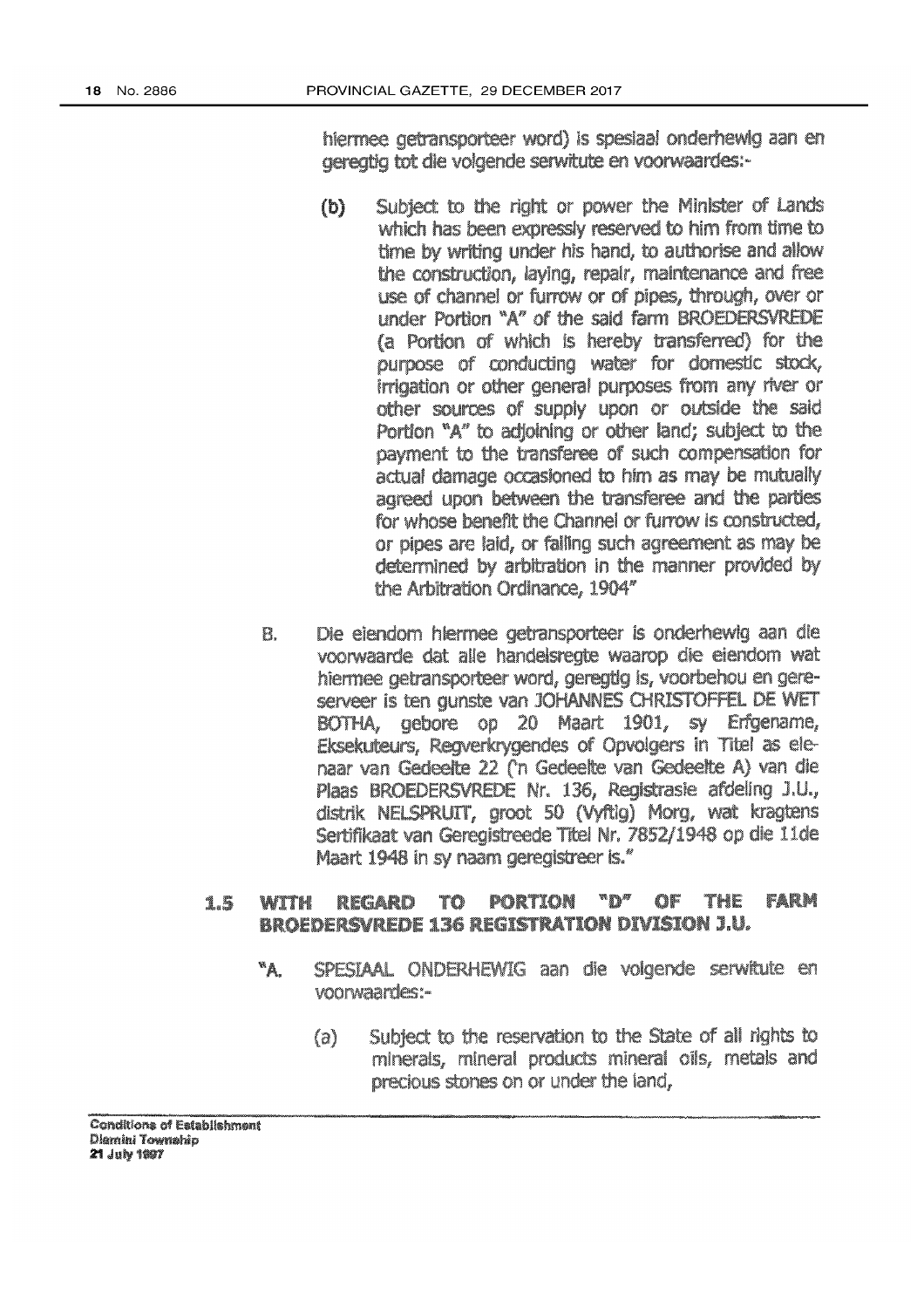hiermee getransporteer word) is spesiaal onderhewig aan en geregtig tot die volgende serwitute en voorwaardes:-

(b) Subject to the right or power the Minister of Lands which has been expressly reserved to him from time to time by writing under his hand, to authorise and allow the construction, laying, repair, maintenance and free use of channel or furrow or of pipes, through, over or under Portion "A" of the said farm BROEDERSVREDE (a Portion of which is hereby transferred) for the purpose of conducting water for domestic stock, irrigation or other general purposes from any river or other sources of supply upon or outside the said Portion "A" to adjoining or other land; subject to the payment to the transferee of such compensation for actual damage occasioned to him as may be mutually agreed upon between the transferee and the parties for whose benefit the Channel or furrow is constructed, or pipes are laid, or failing such agreement as may be determined by arbitration in the manner provided by the Arbitration Ordinance, 1904"

B. Die eiendom hiermee getransporteer is onderhewig aan die voorwaarde dat alle handelsregte waarop die eiendom wat hiermee getransporteer word, geregtig is, voorbehou en gereserveer is ten gunste van JOHANNES CHRISTOFFEL DE WET BOTHA, gebore op 20 Maart 1901, sy Erfgename, Eksekuteurs, Regverkrygendes of Opvolgers in Titel as eienaar van Gedeelte 22 ('n Gedeelte van Gedeelte A) van die Plaas BROEDERSVREDE Nr. 136, Registrasie afdeling J.U., distrik NELSPRUIT, groot 50 (Vyftig) Morg, wat kragtens Sertifikaat van Geregistreede Titel Nr. 7852/1948 op die 11de Maart 1948 in sy naam geregistreer is."

## 1.5 WITH REGARD TO PORTION "D" OF THE FARM BROEDERSVREDE 136 REGISTRATION DIVISION J.U.

"A. SPESIAAL ONDERHEWIG aan die volgende serwitute en voorwaardes:-

(a) Subject to the reservation to the State of all rights to minerals, mineral products mineral oils, metals and precious stones on or under the land,

**Conditions of Establishment**
**Dlamini Township**
**21 July 1997**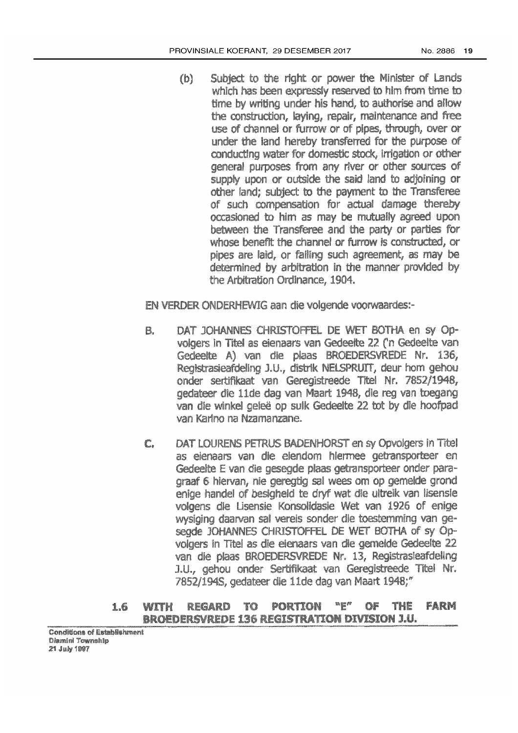(b) Subject to the right or power the Minister of Lands which has been expressly reserved to him from time to time by writing under his hand, to authorise and allow the construction, laying, repair, maintenance and free use of channel or furrow or of pipes, through, over or under the land hereby transferred for the purpose of conducting water for domestic stock, irrigation or other general purposes from any river or other sources of supply upon or outside the said land to adjoining or other land; subject to the payment to the Transferee of such compensation for actual damage thereby occasioned to him as may be mutually agreed upon between the Transferee and the party or parties for whose benefit the channel or furrow is constructed, or pipes are laid, or failing such agreement, as may be determined by arbitration in the manner provided by the Arbitration Ordinance, 1904.

EN VERDER ONDERHEWIG aan die volgende voorwaardes:-

B. DAT JOHANNES CHRISTOFFEL DE WET BOTHA en sy Opvolgers in Titel as eienaars van Gedeelte 22 ('n Gedeelte van Gedeelte A) van die plaas BROEDERSVREDE Nr. 136, Registrasieafdeling J.U., distrik NELSPRUIT, deur hom gehou onder sertifikaat van Geregistreede Titel Nr. 7852/1948, gedateer die 11de dag van Maart 1948, die reg van toegang van die winkel geleë op sulk Gedeelte 22 tot by die hoofpad van Karino na Nzamanzane.

C. DAT LOURENS PETRUS BADENHORST en sy Opvolgers in Titel as eienaars van die eiendom hiermee getransporteer en Gedeelte E van die gesegde plaas getransporteer onder paragraaf 6 hiervan, nie geregtig sal wees om op gemelde grond enige handel of besigheid te dryf wat die uitreik van lisensie volgens die Lisensie Konsolidasie Wet van 1926 of enige wysiging daarvan sal vereis sonder die toestemming van gesegde JOHANNES CHRISTOFFEL DE WET BOTHA of sy Opvolgers in Titel as die eienaars van die gemelde Gedeelte 22 van die plaas BROEDERSVREDE Nr. 13, Registrasieafdeling J.U., gehou onder Sertifikaat van Geregistreede Titel Nr. 7852/194S, gedateer die 11de dag van Maart 1948;"

**1.6 WITH REGARD TO PORTION "E" OF THE FARM BROEDERSVREDE 136 REGISTRATION DIVISION J.U.**

Conditions of Establishment
Dlamini Township
21 July 1997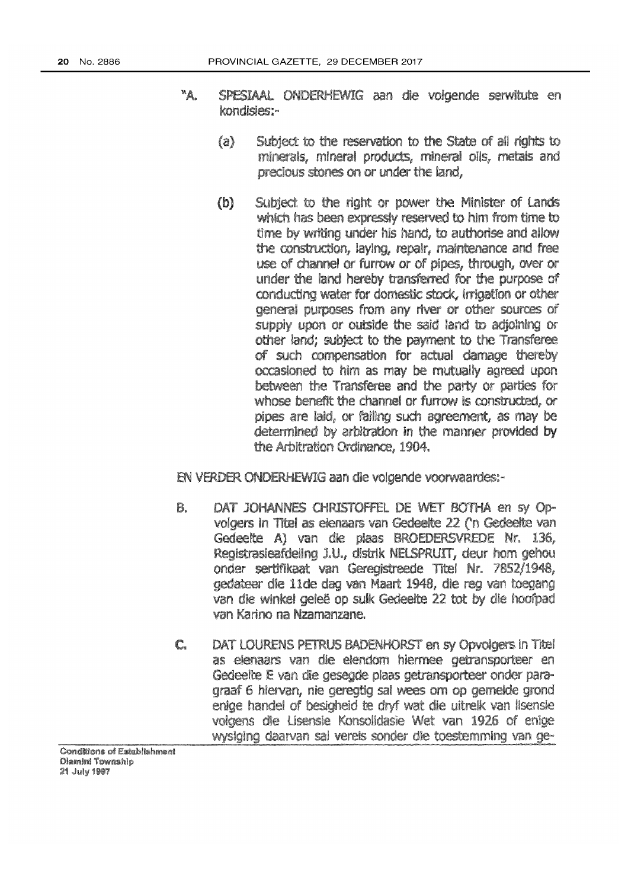"A. SPESIAAL ONDERHEWIG aan die volgende serwitute en kondisies:-

(a) Subject to the reservation to the State of all rights to minerals, mineral products, mineral oils, metals and precious stones on or under the land,

(b) Subject to the right or power the Minister of Lands which has been expressly reserved to him from time to time by writing under his hand, to authorise and allow the construction, laying, repair, maintenance and free use of channel or furrow or of pipes, through, over or under the land hereby transferred for the purpose of conducting water for domestic stock, irrigation or other general purposes from any river or other sources of supply upon or outside the said land to adjoining or other land; subject to the payment to the Transferee of such compensation for actual damage thereby occasioned to him as may be mutually agreed upon between the Transferee and the party or parties for whose benefit the channel or furrow is constructed, or pipes are laid, or failing such agreement, as may be determined by arbitration in the manner provided by the Arbitration Ordinance, 1904.

EN VERDER ONDERHEWIG aan die volgende voorwaardes:-

B. DAT JOHANNES CHRISTOFFEL DE WET BOTHA en sy Opvolgers in Titel as eienaars van Gedeelte 22 ('n Gedeelte van Gedeelte A) van die plaas BROEDERSVREDE Nr. 136, Registrasieafdeling J.U., distrik NELSPRUIT, deur hom gehou onder sertifikaat van Geregistreede Titel Nr. 7852/1948, gedateer die 11de dag van Maart 1948, die reg van toegang van die winkel geleë op sulk Gedeelte 22 tot by die hoofpad van Karino na Nzamanzane.

C. DAT LOURENS PETRUS BADENHORST en sy Opvolgers in Titel as eienaars van die eiendom hiermee getransporteer en Gedeelte E van die gesegde plaas getransporteer onder paragraaf 6 hiervan, nie geregtig sal wees om op gemelde grond enige handel of besigheid te dryf wat die uitreik van lisensie volgens die Lisensie Konsolidasie Wet van 1926 of enige wysiging daarvan sal vereis sonder die toestemming van ge-

Conditions of Establishment
Dlamini Township
21 July 1997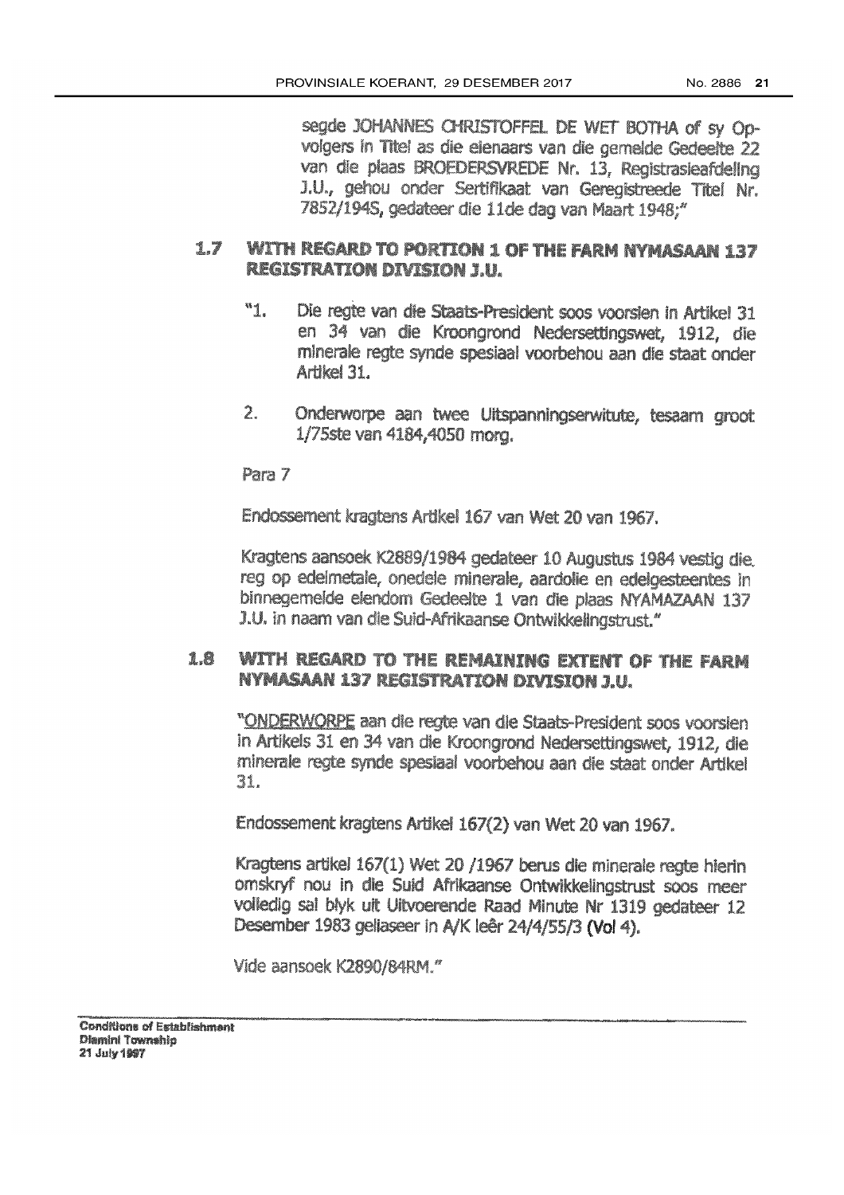segde JOHANNES CHRISTOFFEL DE WET BOTHA of sy Opvolgers in Titel as die eienaars van die gemelde Gedeelte 22 van die plaas BROEDERSVREDE Nr. 13, Registrasieafdeling J.U., gehou onder Sertifikaat van Geregistreerde Titel Nr. 7852/1945, gedateer die 11de dag van Maart 1948;"

## 1.7 WITH REGARD TO PORTION 1 OF THE FARM NYMASAAN 137 REGISTRATION DIVISION J.U.

"1. Die regte van die Staats-President soos voorsien in Artikel 31 en 34 van die Kroongrond Nedersettingswet, 1912, die minerale regte synde spesiaal voorbehou aan die staat onder Artikel 31.

2. Onderworpe aan twee Uitspanningserwitute, tesaam groot 1/75ste van 4184,4050 morg.

Para 7

Endossement kragtens Artikel 167 van Wet 20 van 1967.

Kragtens aansoek K2889/1984 gedateer 10 Augustus 1984 vestig die reg op edelmetale, onedele minerale, aardolie en edelgesteentes in binnegemelde eiendom Gedeelte 1 van die plaas NYAMAZAAN 137 J.U. in naam van die Suid-Afrikaanse Ontwikkelingstrust."

## 1.8 WITH REGARD TO THE REMAINING EXTENT OF THE FARM NYMASAAN 137 REGISTRATION DIVISION J.U.

"ONDERWORPE aan die regte van die Staats-President soos voorsien in Artikels 31 en 34 van die Kroongrond Nedersettingswet, 1912, die minerale regte synde spesiaal voorbehou aan die staat onder Artikel 31.

Endossement kragtens Artikel 167(2) van Wet 20 van 1967.

Kragtens artikel 167(1) Wet 20 /1967 berus die minerale regte hierin omskryf nou in die Suid Afrikaanse Ontwikkelingstrust soos meer volledig sal blyk uit Uitvoerende Raad Minute Nr 1319 gedateer 12 Desember 1983 geliaseer in A/K leêr 24/4/55/3 (Vol 4).

Vide aansoek K2890/84RM."

**Conditions of Establishment**
**Dlamini Township**
**21 July 1997**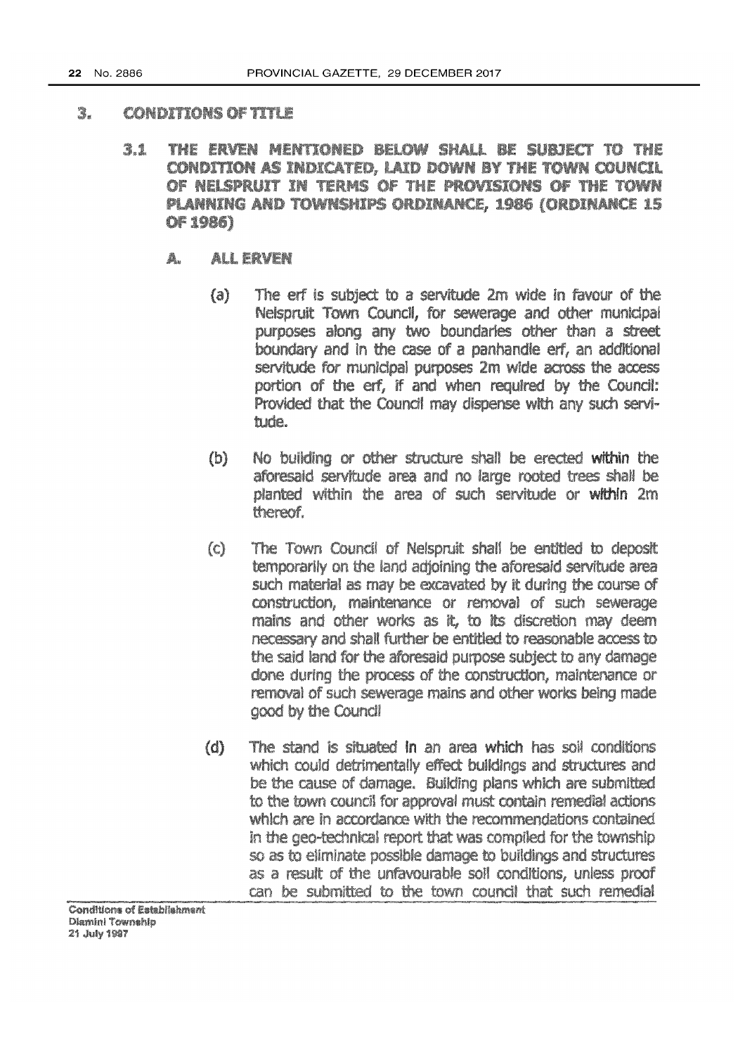## 3. CONDITIONS OF TITLE

### 3.1 THE ERVEN MENTIONED BELOW SHALL BE SUBJECT TO THE CONDITION AS INDICATED, LAID DOWN BY THE TOWN COUNCIL OF NELSPRUIT IN TERMS OF THE PROVISIONS OF THE TOWN PLANNING AND TOWNSHIPS ORDINANCE, 1986 (ORDINANCE 15 OF 1986)

#### A. ALL ERVEN

(a) The erf is subject to a servitude 2m wide in favour of the Nelspruit Town Council, for sewerage and other municipal purposes along any two boundaries other than a street boundary and in the case of a panhandle erf, an additional servitude for municipal purposes 2m wide across the access portion of the erf, if and when required by the Council: Provided that the Council may dispense with any such servitude.

(b) No building or other structure shall be erected within the aforesaid servitude area and no large rooted trees shall be planted within the area of such servitude or within 2m thereof.

(c) The Town Council of Nelspruit shall be entitled to deposit temporarily on the land adjoining the aforesaid servitude area such material as may be excavated by it during the course of construction, maintenance or removal of such sewerage mains and other works as it, to its discretion may deem necessary and shall further be entitled to reasonable access to the said land for the aforesaid purpose subject to any damage done during the process of the construction, maintenance or removal of such sewerage mains and other works being made good by the Council

(d) The stand is situated in an area which has soil conditions which could detrimentally effect buildings and structures and be the cause of damage. Building plans which are submitted to the town council for approval must contain remedial actions which are in accordance with the recommendations contained in the geo-technical report that was compiled for the township so as to eliminate possible damage to buildings and structures as a result of the unfavourable soil conditions, unless proof can be submitted to the town council that such remedial

Conditions of Establishment
Dlamini Township
21 July 1997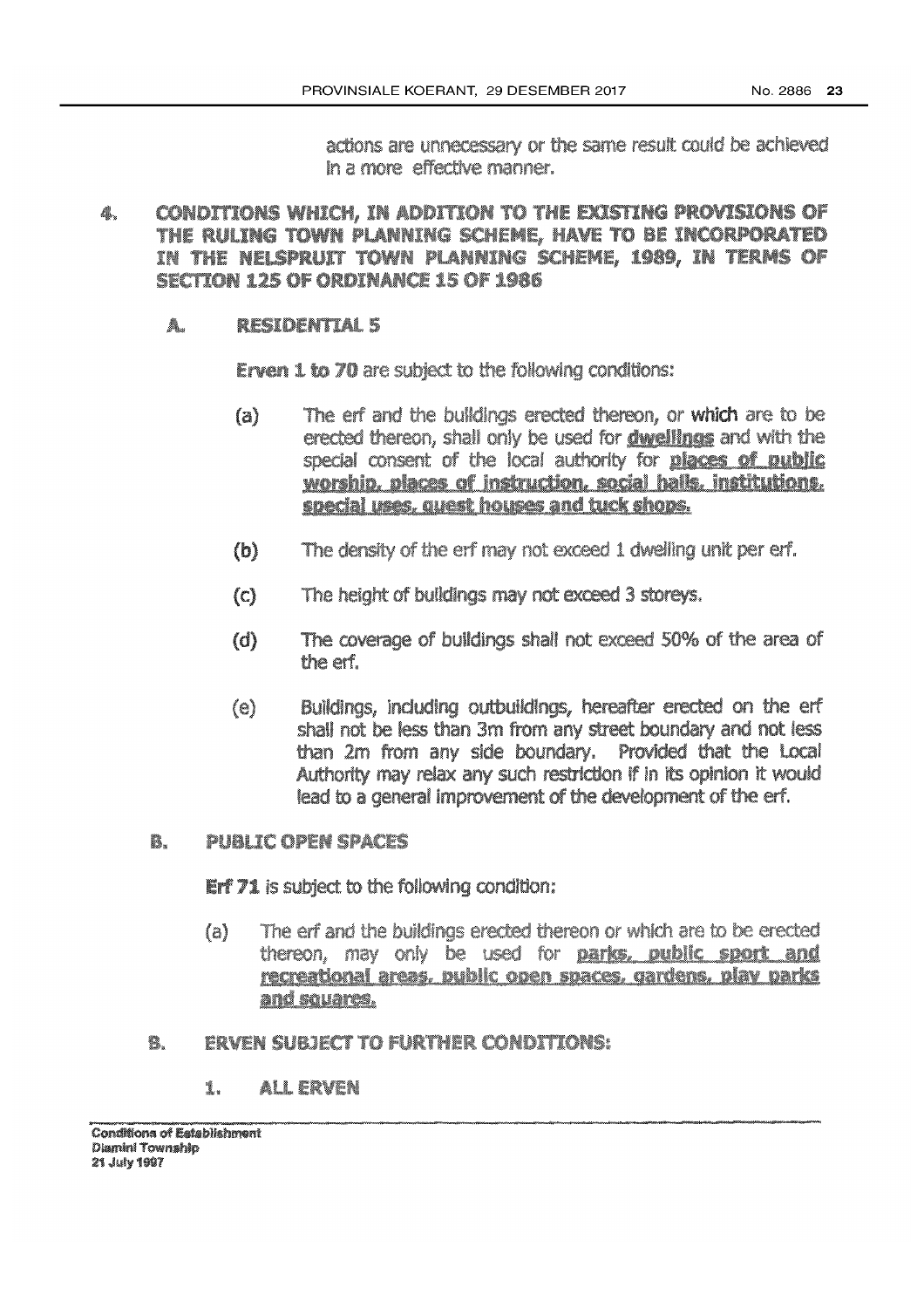actions are unnecessary or the same result could be achieved in a more effective manner.

## 4. CONDITIONS WHICH, IN ADDITION TO THE EXISTING PROVISIONS OF THE RULING TOWN PLANNING SCHEME, HAVE TO BE INCORPORATED IN THE NELSPRUIT TOWN PLANNING SCHEME, 1989, IN TERMS OF SECTION 125 OF ORDINANCE 15 OF 1986

### A. RESIDENTIAL 5

**Erven 1 to 70** are subject to the following conditions:

(a) The erf and the buildings erected thereon, or **which** are to be erected thereon, shall only be used for **dwellings** and with the special consent of the local authority for **places of public worship, places of instruction, social halls, institutions, special uses, guest houses and tuck shops.**

(b) The density of the erf may not exceed 1 dwelling unit per erf.

(c) The height of buildings may not exceed 3 storeys.

(d) The coverage of buildings shall not exceed 50% of the area of the erf.

(e) Buildings, including outbuildings, hereafter erected on the erf shall not be less than 3m from any street boundary and not less than 2m from any side boundary. Provided that the Local Authority may relax any such restriction if in its opinion it would lead to a general improvement of the development of the erf.

### B. PUBLIC OPEN SPACES

**Erf 71** is subject to the following condition:

(a) The erf and the buildings erected thereon or which are to be erected thereon, may only be used for **parks, public sport and recreational areas, public open spaces, gardens, play parks and squares.**

### B. ERVEN SUBJECT TO FURTHER CONDITIONS:

#### 1. ALL ERVEN

**Conditions of Establishment**
**Dlamini Township**
**21 July 1997**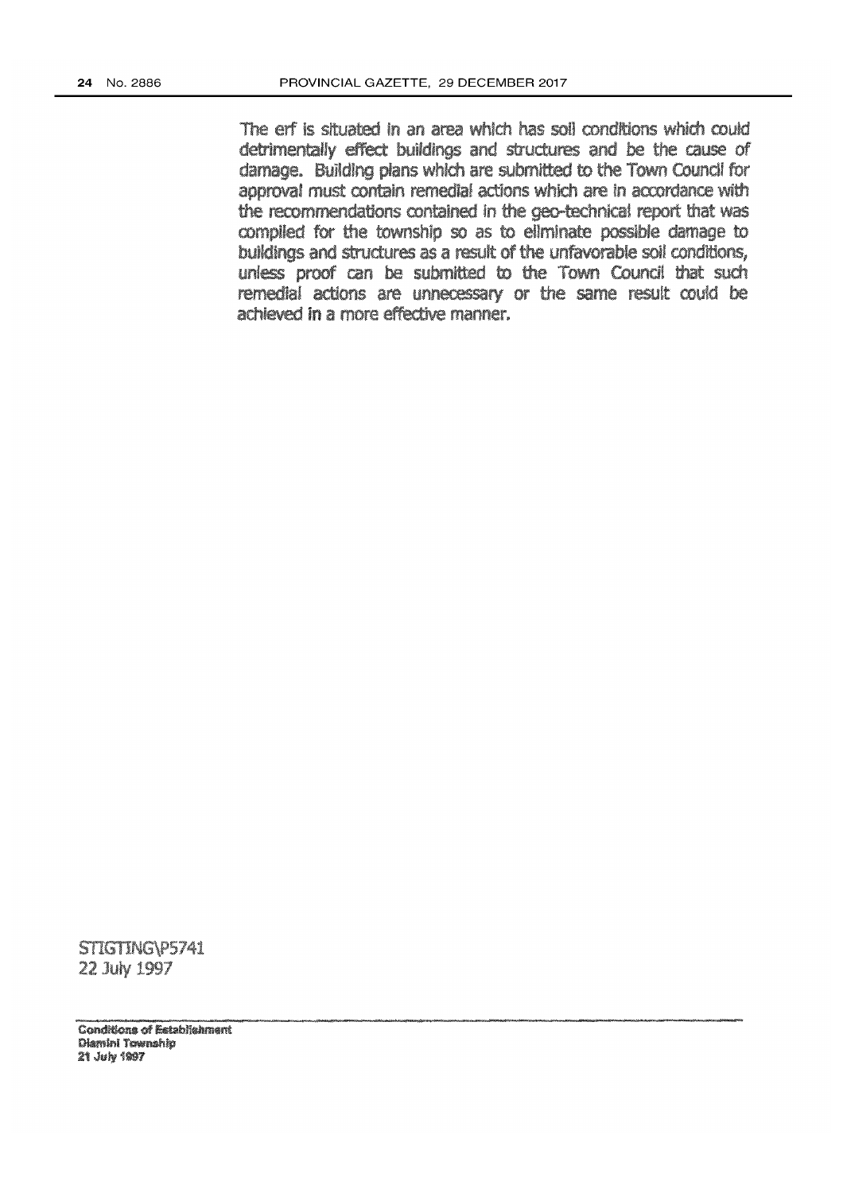The erf is situated in an area which has soil conditions which could detrimentally effect buildings and structures and be the cause of damage. Building plans which are submitted to the Town Council for approval must contain remedial actions which are in accordance with the recommendations contained in the geo-technical report that was compiled for the township so as to eliminate possible damage to buildings and structures as a result of the unfavorable soil conditions, unless proof can be submitted to the Town Council that such remedial actions are unnecessary or the same result could be achieved in a more effective manner.

STIGTING\P5741
22 July 1997

**Conditions of Establishment**
**Dlamini Township**
**21 July 1997**